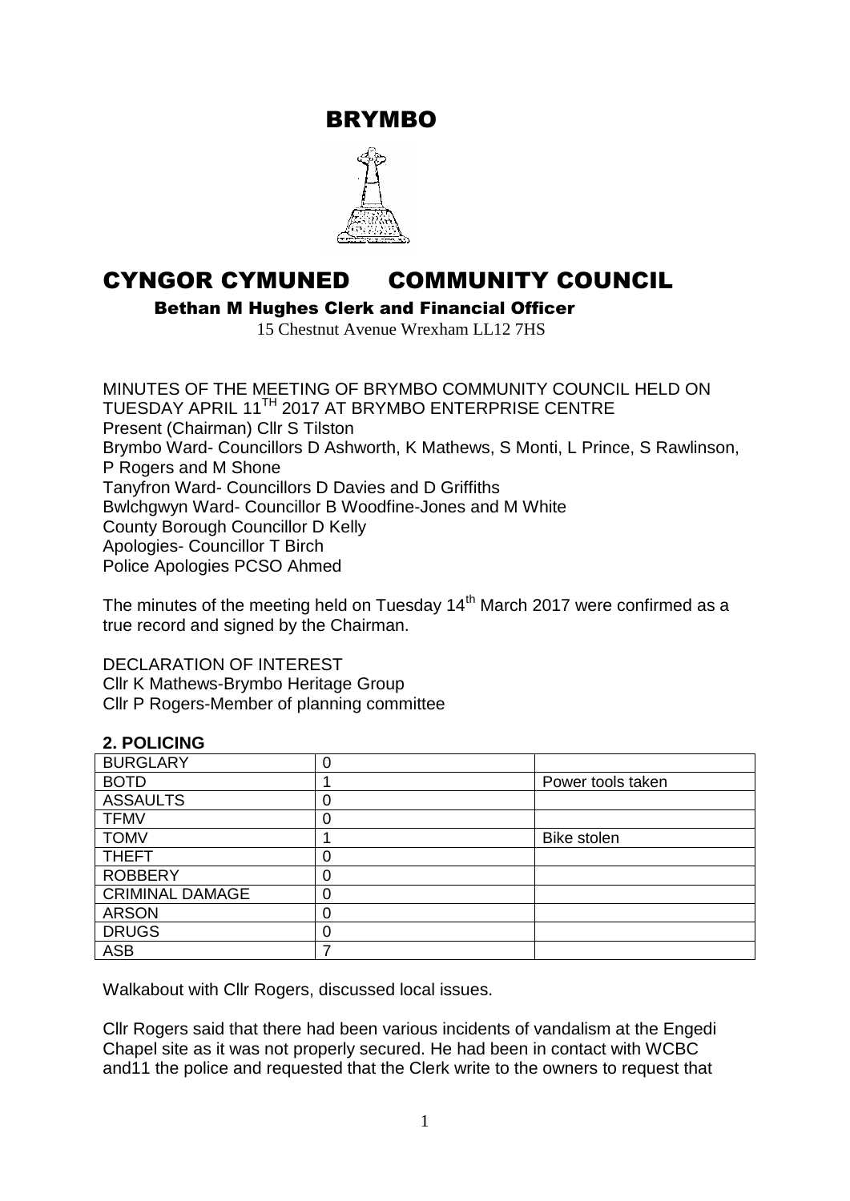# BRYMBO

# CYNGOR CYMUNED     COMMUNITY COUNCIL

**Bethan M Hughes Clerk and Financial Officer**

15 Chestnut Avenue Wrexham LL12 7HS

MINUTES OF THE MEETING OF BRYMBO COMMUNITY COUNCIL HELD ON TUESDAY APRIL 11TH 2017 AT BRYMBO ENTERPRISE CENTRE
Present (Chairman) Cllr S Tilston
Brymbo Ward- Councillors D Ashworth, K Mathews, S Monti, L Prince, S Rawlinson, P Rogers and M Shone
Tanyfron Ward- Councillors D Davies and D Griffiths
Bwlchgwyn Ward- Councillor B Woodfine-Jones and M White
County Borough Councillor D Kelly
Apologies- Councillor T Birch
Police Apologies PCSO Ahmed

The minutes of the meeting held on Tuesday 14th March 2017 were confirmed as a true record and signed by the Chairman.

DECLARATION OF INTEREST
Cllr K Mathews-Brymbo Heritage Group
Cllr P Rogers-Member of planning committee

**2. POLICING**

| BURGLARY | 0 | |
|---|---|---|
| BOTD | 1 | Power tools taken |
| ASSAULTS | 0 | |
| TFMV | 0 | |
| TOMV | 1 | Bike stolen |
| THEFT | 0 | |
| ROBBERY | 0 | |
| CRIMINAL DAMAGE | 0 | |
| ARSON | 0 | |
| DRUGS | 0 | |
| ASB | 7 | |

Walkabout with Cllr Rogers, discussed local issues.

Cllr Rogers said that there had been various incidents of vandalism at the Engedi Chapel site as it was not properly secured. He had been in contact with WCBC and11 the police and requested that the Clerk write to the owners to request that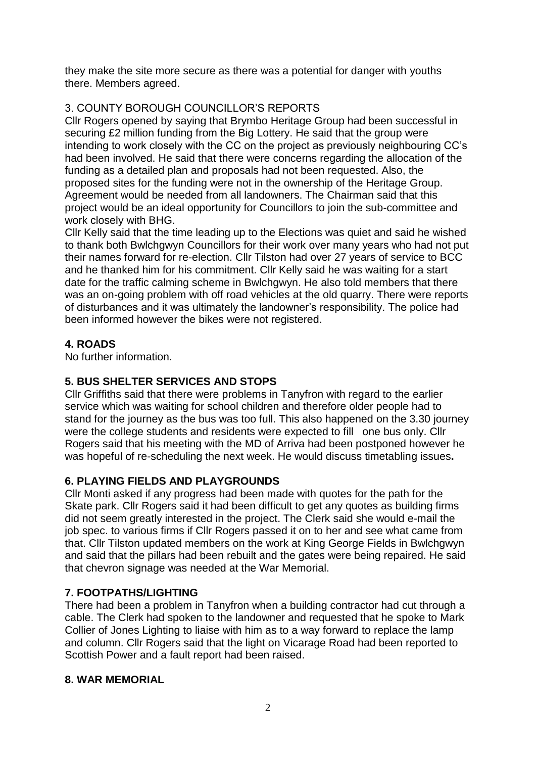they make the site more secure as there was a potential for danger with youths there. Members agreed.

3. COUNTY BOROUGH COUNCILLOR'S REPORTS

Cllr Rogers opened by saying that Brymbo Heritage Group had been successful in securing £2 million funding from the Big Lottery. He said that the group were intending to work closely with the CC on the project as previously neighbouring CC's had been involved. He said that there were concerns regarding the allocation of the funding as a detailed plan and proposals had not been requested. Also, the proposed sites for the funding were not in the ownership of the Heritage Group. Agreement would be needed from all landowners. The Chairman said that this project would be an ideal opportunity for Councillors to join the sub-committee and work closely with BHG.

Cllr Kelly said that the time leading up to the Elections was quiet and said he wished to thank both Bwlchgwyn Councillors for their work over many years who had not put their names forward for re-election. Cllr Tilston had over 27 years of service to BCC and he thanked him for his commitment. Cllr Kelly said he was waiting for a start date for the traffic calming scheme in Bwlchgwyn. He also told members that there was an on-going problem with off road vehicles at the old quarry. There were reports of disturbances and it was ultimately the landowner's responsibility. The police had been informed however the bikes were not registered.

## 4. ROADS

No further information.

## 5. BUS SHELTER SERVICES AND STOPS

Cllr Griffiths said that there were problems in Tanyfron with regard to the earlier service which was waiting for school children and therefore older people had to stand for the journey as the bus was too full. This also happened on the 3.30 journey were the college students and residents were expected to fill one bus only. Cllr Rogers said that his meeting with the MD of Arriva had been postponed however he was hopeful of re-scheduling the next week. He would discuss timetabling issues**.**

## 6. PLAYING FIELDS AND PLAYGROUNDS

Cllr Monti asked if any progress had been made with quotes for the path for the Skate park. Cllr Rogers said it had been difficult to get any quotes as building firms did not seem greatly interested in the project. The Clerk said she would e-mail the job spec. to various firms if Cllr Rogers passed it on to her and see what came from that. Cllr Tilston updated members on the work at King George Fields in Bwlchgwyn and said that the pillars had been rebuilt and the gates were being repaired. He said that chevron signage was needed at the War Memorial.

## 7. FOOTPATHS/LIGHTING

There had been a problem in Tanyfron when a building contractor had cut through a cable. The Clerk had spoken to the landowner and requested that he spoke to Mark Collier of Jones Lighting to liaise with him as to a way forward to replace the lamp and column. Cllr Rogers said that the light on Vicarage Road had been reported to Scottish Power and a fault report had been raised.

## 8. WAR MEMORIAL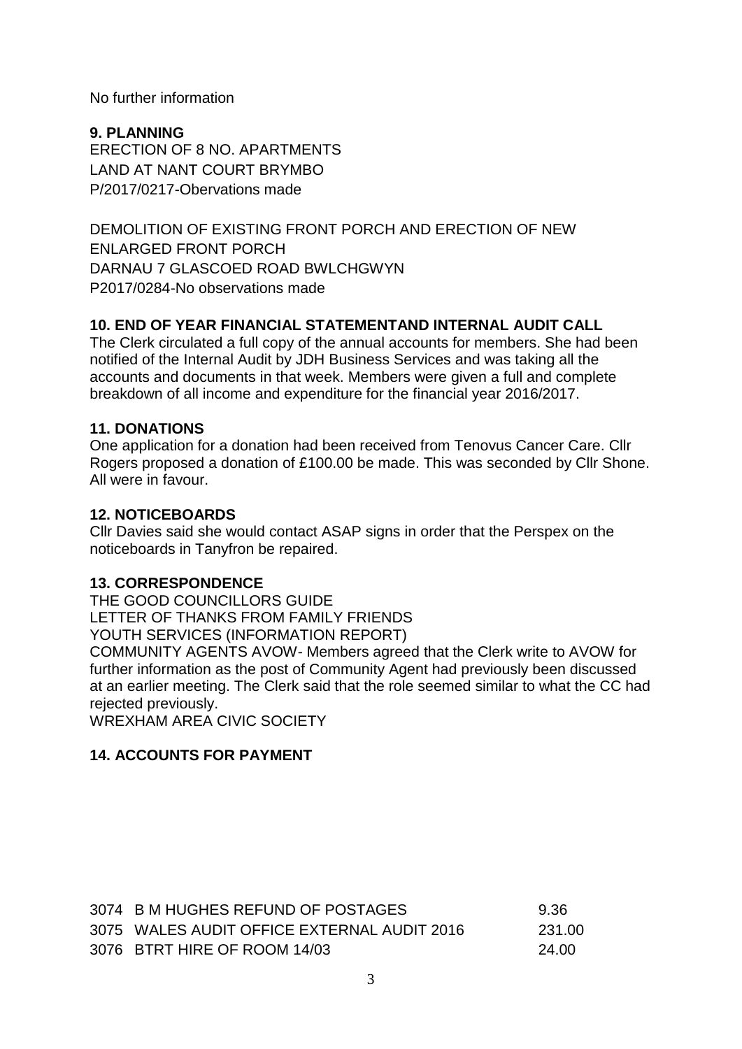No further information

**9. PLANNING**

ERECTION OF 8 NO. APARTMENTS
LAND AT NANT COURT BRYMBO
P/2017/0217-Obervations made

DEMOLITION OF EXISTING FRONT PORCH AND ERECTION OF NEW ENLARGED FRONT PORCH
DARNAU 7 GLASCOED ROAD BWLCHGWYN
P2017/0284-No observations made

**10. END OF YEAR FINANCIAL STATEMENTAND INTERNAL AUDIT CALL**

The Clerk circulated a full copy of the annual accounts for members. She had been notified of the Internal Audit by JDH Business Services and was taking all the accounts and documents in that week. Members were given a full and complete breakdown of all income and expenditure for the financial year 2016/2017.

**11. DONATIONS**

One application for a donation had been received from Tenovus Cancer Care. Cllr Rogers proposed a donation of £100.00 be made. This was seconded by Cllr Shone. All were in favour.

**12. NOTICEBOARDS**

Cllr Davies said she would contact ASAP signs in order that the Perspex on the noticeboards in Tanyfron be repaired.

**13. CORRESPONDENCE**

THE GOOD COUNCILLORS GUIDE
LETTER OF THANKS FROM FAMILY FRIENDS
YOUTH SERVICES (INFORMATION REPORT)
COMMUNITY AGENTS AVOW- Members agreed that the Clerk write to AVOW for further information as the post of Community Agent had previously been discussed at an earlier meeting. The Clerk said that the role seemed similar to what the CC had rejected previously.
WREXHAM AREA CIVIC SOCIETY

**14. ACCOUNTS FOR PAYMENT**

| | | |
|---|---|---|
| 3074 | B M HUGHES REFUND OF POSTAGES | 9.36 |
| 3075 | WALES AUDIT OFFICE EXTERNAL AUDIT 2016 | 231.00 |
| 3076 | BTRT HIRE OF ROOM 14/03 | 24.00 |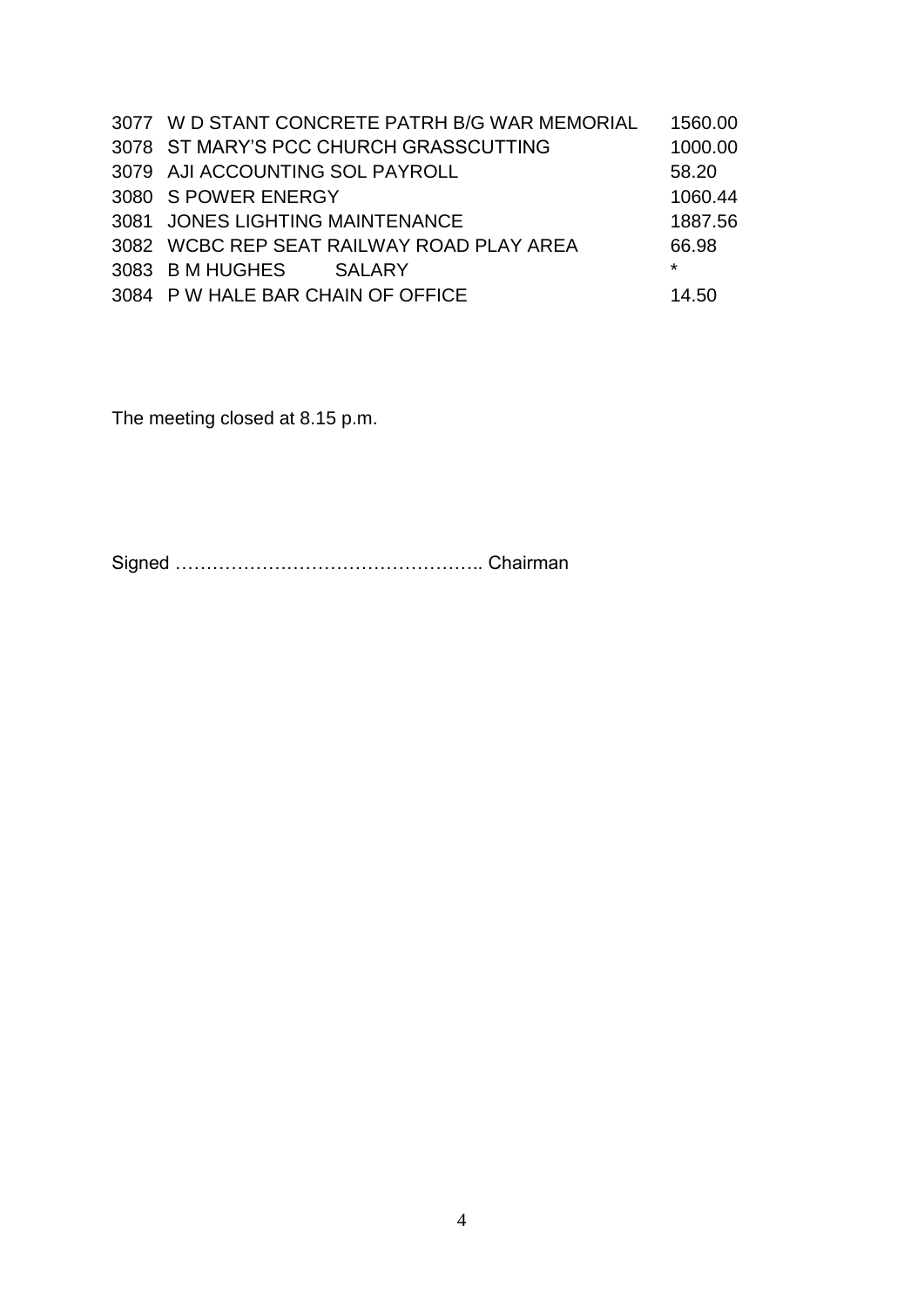| | | |
|---|---|---|
| 3077 | W D STANT CONCRETE PATRH B/G WAR MEMORIAL | 1560.00 |
| 3078 | ST MARY'S PCC CHURCH GRASSCUTTING | 1000.00 |
| 3079 | AJI ACCOUNTING SOL PAYROLL | 58.20 |
| 3080 | S POWER ENERGY | 1060.44 |
| 3081 | JONES LIGHTING MAINTENANCE | 1887.56 |
| 3082 | WCBC REP SEAT RAILWAY ROAD PLAY AREA | 66.98 |
| 3083 | B M HUGHES SALARY | * |
| 3084 | P W HALE BAR CHAIN OF OFFICE | 14.50 |

The meeting closed at 8.15 p.m.

Signed ………………………………………….. Chairman